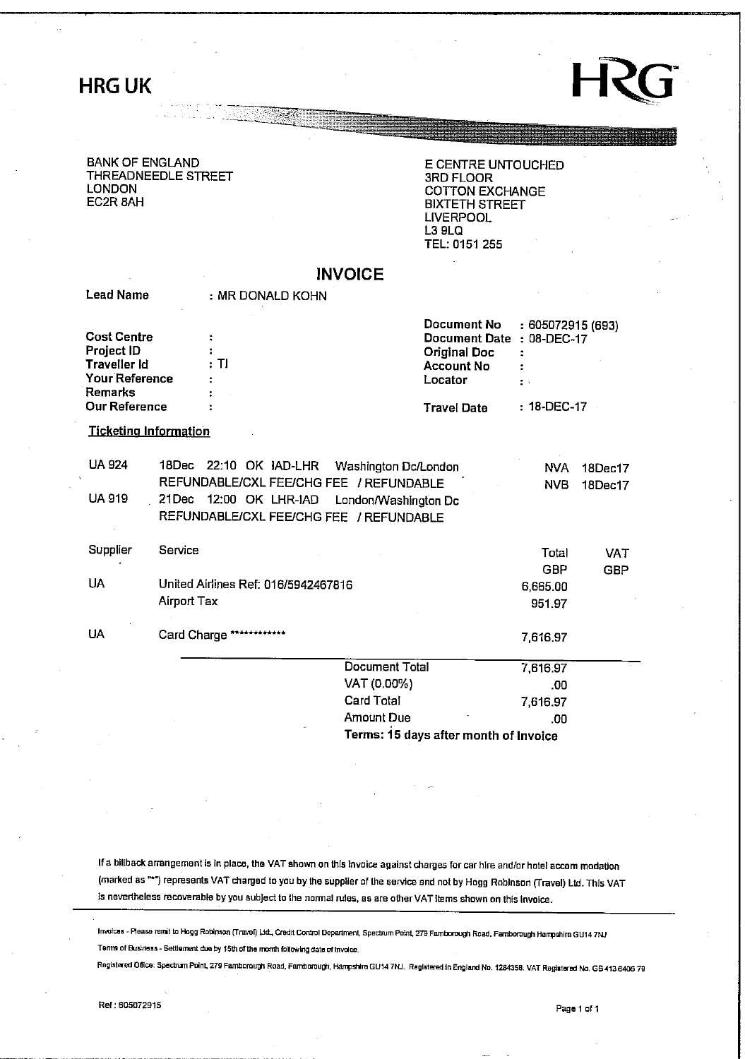# HRG UK

HRG

BANK OF ENGLAND
THREADNEEDLE STREET
LONDON
EC2R 8AH

E CENTRE UNTOUCHED
3RD FLOOR
COTTON EXCHANGE
BIXTETH STREET
LIVERPOOL
L3 9LQ
TEL: 0151 255

## INVOICE

**Lead Name** : MR DONALD KOHN

| | | | |
|---|---|---|---|
| **Cost Centre** | : | **Document No** | : 605072915 (693) |
| **Project ID** | : | **Document Date** | : 08-DEC-17 |
| **Traveller Id** | : TI | **Original Doc** | : |
| **Your Reference** | : | **Account No** | : |
| **Remarks** | : | **Locator** | : |
| **Our Reference** | : | **Travel Date** | : 18-DEC-17 |

**Ticketing Information**

| | | | |
|---|---|---|---|
| UA 924 | 18Dec 22:10 OK IAD-LHR Washington Dc/London | NVA | 18Dec17 |
| | REFUNDABLE/CXL FEE/CHG FEE / REFUNDABLE | NVB | 18Dec17 |
| UA 919 | 21Dec 12:00 OK LHR-IAD London/Washington Dc | | |
| | REFUNDABLE/CXL FEE/CHG FEE / REFUNDABLE | | |

| Supplier | Service | Total GBP | VAT GBP |
|---|---|---|---|
| UA | United Airlines Ref: 016/5942467816 | 6,665.00 | |
| | Airport Tax | 951.97 | |
| UA | Card Charge ************ | 7,616.97 | |

| | |
|---|---|
| Document Total | 7,616.97 |
| VAT (0.00%) | .00 |
| Card Total | 7,616.97 |
| Amount Due | .00 |

**Terms: 15 days after month of Invoice**

If a billback arrangement is in place, the VAT shown on this invoice against charges for car hire and/or hotel accommodation (marked as "*") represents VAT charged to you by the supplier of the service and not by Hogg Robinson (Travel) Ltd. This VAT is nevertheless recoverable by you subject to the normal rules, as are other VAT items shown on this invoice.

Invoices - Please remit to Hogg Robinson (Travel) Ltd., Credit Control Department, Spectrum Point, 279 Farnborough Road, Farnborough Hampshire GU14 7NJ

Terms of Business - Settlement due by 15th of the month following date of invoice.

Registered Office: Spectrum Point, 279 Farnborough Road, Farnborough, Hampshire GU14 7NJ. Registered in England No. 1284358. VAT Registered No. GB 413 6406 79

Ref: 605072915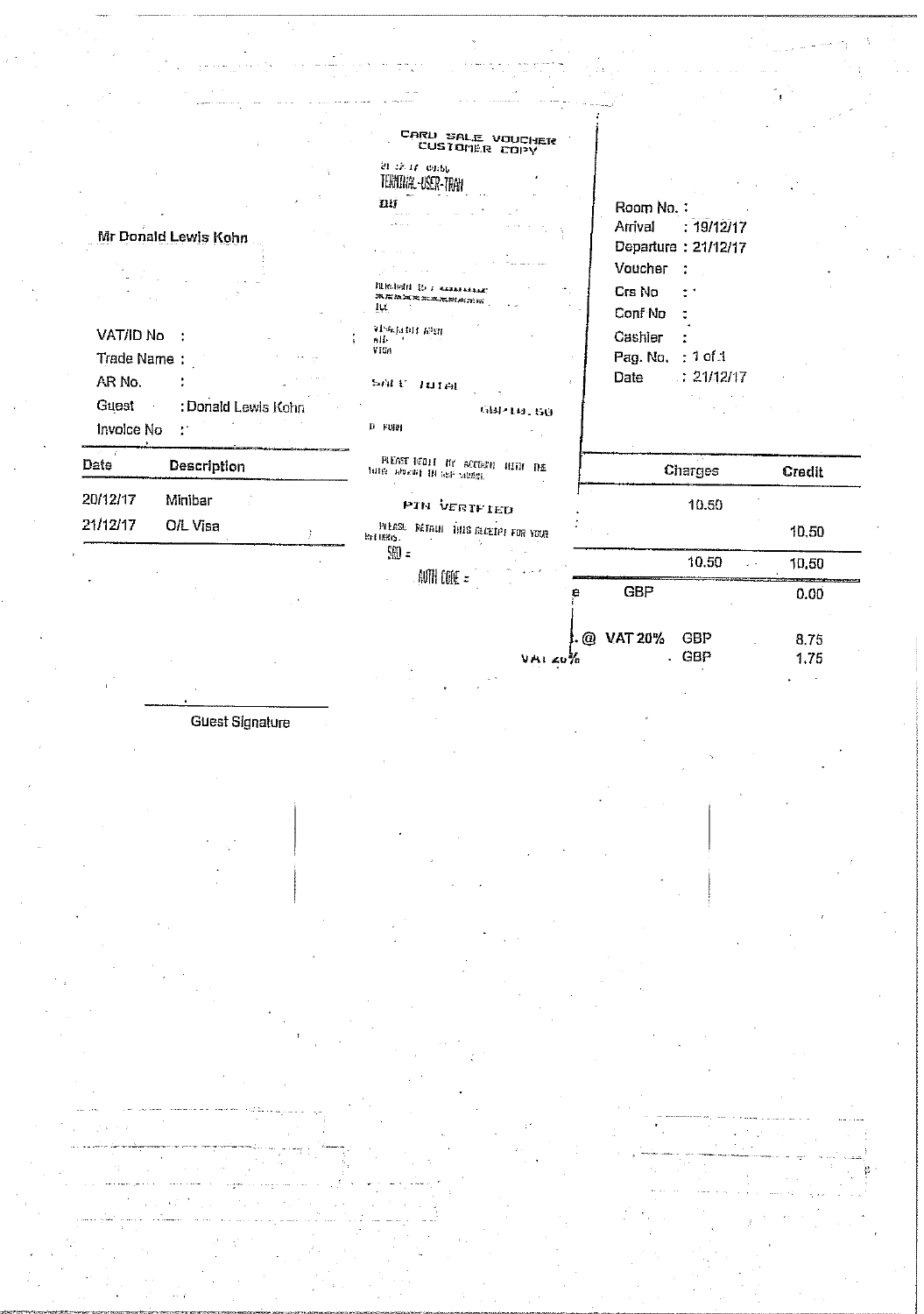Mr Donald Lewis Kohn

VAT/ID No :

Trade Name :

AR No. :

Guest : Donald Lewis Kohn

Invoice No :

Room No. :

Arrival : 19/12/17

Departure : 21/12/17

Voucher :

Crs No :

Conf No :

Cashier :

Pag. No. : 1 of 1

Date : 21/12/17

CARD SALE VOUCHER
CUSTOMER COPY

21 12 17

TERMINAL-USER-TRAN

SALE TOTAL

GBP10.50

PLEASE DEBIT MY ACCOUNT WITH THE TOTAL AMOUNT IN GBP SHOWN.

PIN VERIFIED

PLEASE RETAIN THIS RECEIPT FOR YOUR RECORDS.

SRD =

AUTH CODE =

| Date | Description | Charges | Credit |
|---|---|---|---|
| 20/12/17 | Minibar | 10.50 | |
| 21/12/17 | O/L Visa | | 10.50 |
| | | 10.50 | 10.50 |
| | e GBP | | 0.00 |
| | @ VAT 20% GBP | | 8.75 |
| | VAT 20% GBP | | 1.75 |

Guest Signature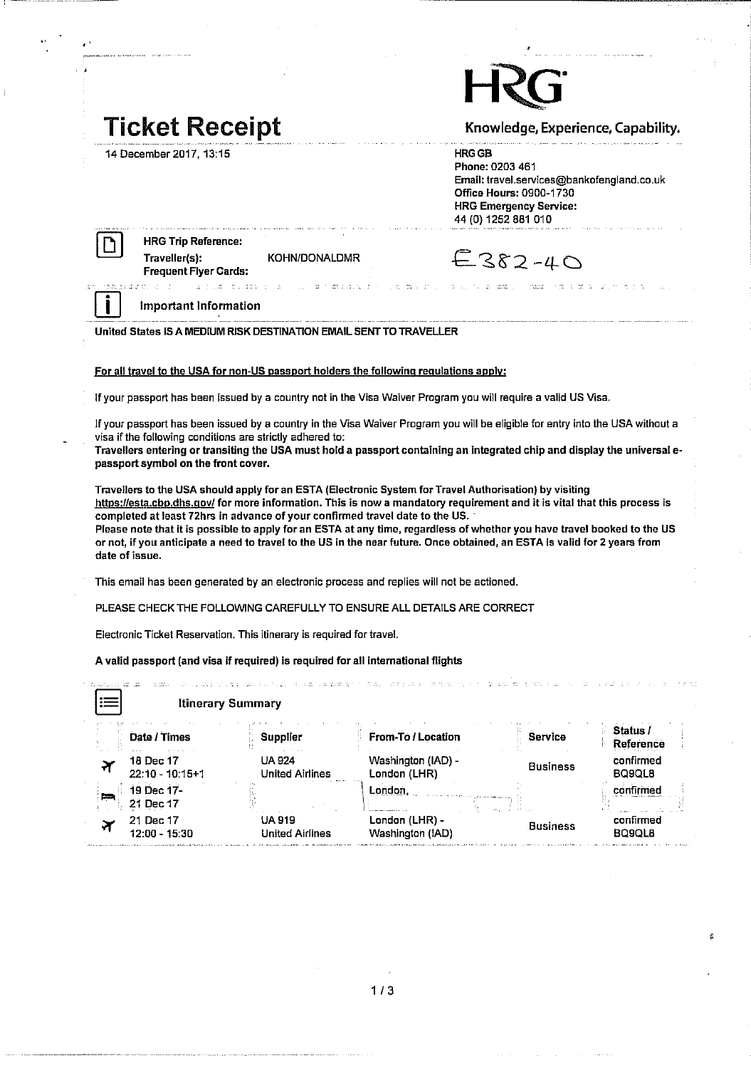# Ticket Receipt

14 December 2017, 13:15

**HRG**

Knowledge, Experience, Capability.

**HRG GB**
Phone: 0203 461
Email: travel.services@bankofengland.co.uk
**Office Hours:** 0900-1730
**HRG Emergency Service:**
44 (0) 1252 881 010

**HRG Trip Reference:**
**Traveller(s):** KOHN/DONALDMR
**Frequent Flyer Cards:**

£382-40

## Important Information

**United States IS A MEDIUM RISK DESTINATION EMAIL SENT TO TRAVELLER**

**For all travel to the USA for non-US passport holders the following regulations apply:**

If your passport has been issued by a country not in the Visa Waiver Program you will require a valid US Visa.

If your passport has been issued by a country in the Visa Waiver Program you will be eligible for entry into the USA without a visa if the following conditions are strictly adhered to:
**Travellers entering or transiting the USA must hold a passport containing an integrated chip and display the universal e-passport symbol on the front cover.**

**Travellers to the USA should apply for an ESTA (Electronic System for Travel Authorisation) by visiting https://esta.cbp.dhs.gov/ for more information. This is now a mandatory requirement and it is vital that this process is completed at least 72hrs in advance of your confirmed travel date to the US.**
**Please note that it is possible to apply for an ESTA at any time, regardless of whether you have travel booked to the US or not, if you anticipate a need to travel to the US in the near future. Once obtained, an ESTA is valid for 2 years from date of issue.**

This email has been generated by an electronic process and replies will not be actioned.

PLEASE CHECK THE FOLLOWING CAREFULLY TO ENSURE ALL DETAILS ARE CORRECT

Electronic Ticket Reservation. This itinerary is required for travel.

**A valid passport (and visa if required) is required for all international flights**

## Itinerary Summary

| Date / Times | Supplier | From-To / Location | Service | Status / Reference |
|---|---|---|---|---|
| 18 Dec 17 22:10 - 10:15+1 | UA 924 United Airlines | Washington (IAD) - London (LHR) | Business | confirmed BQ9QL8 |
| 19 Dec 17- 21 Dec 17 | | London, | | confirmed |
| 21 Dec 17 12:00 - 15:30 | UA 919 United Airlines | London (LHR) - Washington (IAD) | Business | confirmed BQ9QL8 |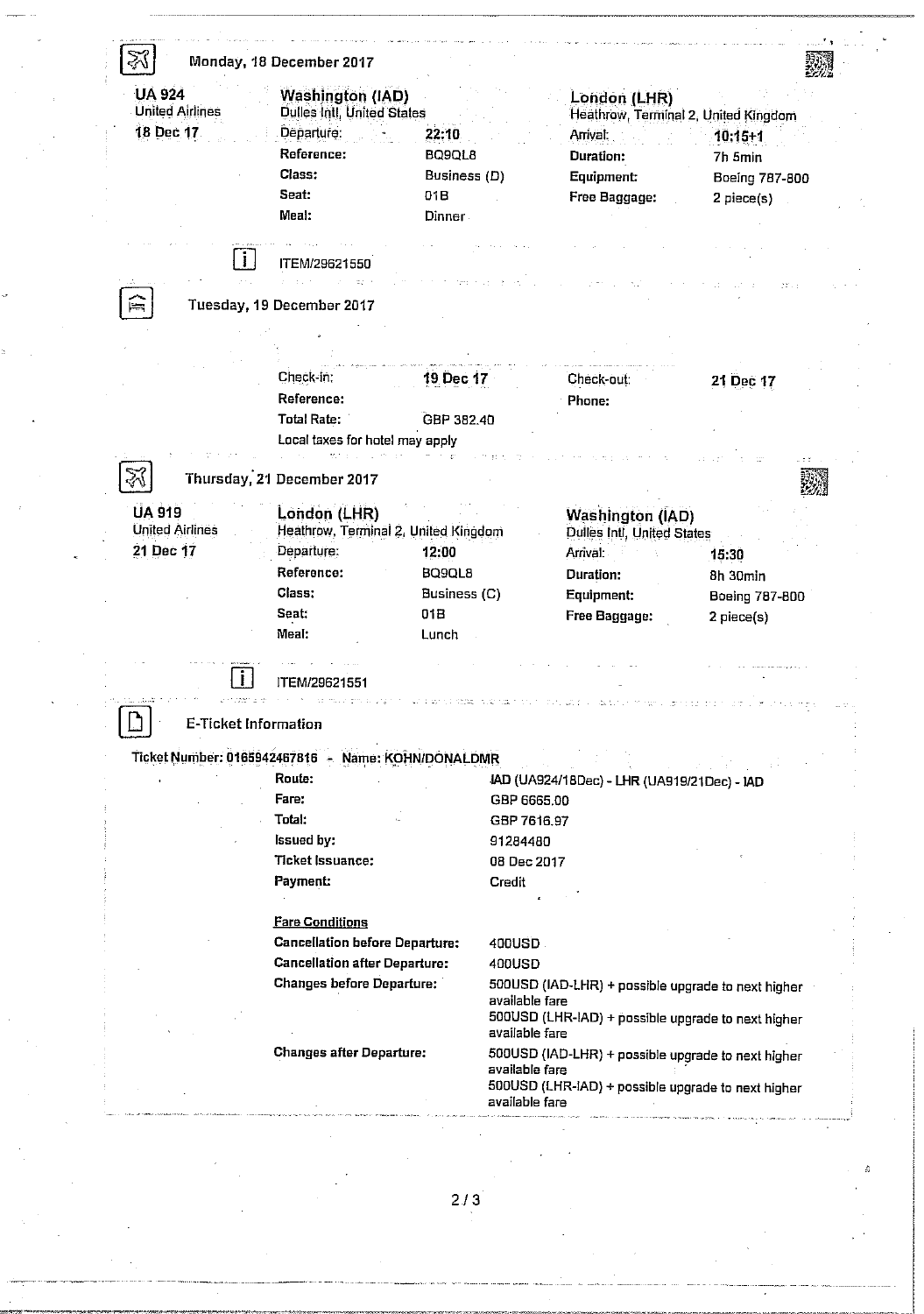### Monday, 18 December 2017

| | | | | |
|---|---|---|---|---|
| **UA 924** | **Washington (IAD)** | | **London (LHR)** | |
| United Airlines | Dulles Intl, United States | | Heathrow, Terminal 2, United Kingdom | |
| **18 Dec 17** | Departure: | **22:10** | Arrival: | **10:15+1** |
| | **Reference:** | BQ9QL8 | **Duration:** | 7h 5min |
| | **Class:** | Business (D) | **Equipment:** | Boeing 787-800 |
| | **Seat:** | 01B | **Free Baggage:** | 2 piece(s) |
| | **Meal:** | Dinner | | |

ITEM/29621550

### Tuesday, 19 December 2017

| | | | |
|---|---|---|---|
| Check-in: | **19 Dec 17** | Check-out: | **21 Dec 17** |
| **Reference:** | | **Phone:** | |
| **Total Rate:** | GBP 382.40 | | |

Local taxes for hotel may apply

### Thursday, 21 December 2017

| | | | | |
|---|---|---|---|---|
| **UA 919** | **London (LHR)** | | **Washington (IAD)** | |
| United Airlines | Heathrow, Terminal 2, United Kingdom | | Dulles Intl, United States | |
| **21 Dec 17** | Departure: | **12:00** | Arrival: | **15:30** |
| | **Reference:** | BQ9QL8 | **Duration:** | 8h 30min |
| | **Class:** | Business (C) | **Equipment:** | Boeing 787-800 |
| | **Seat:** | 01B | **Free Baggage:** | 2 piece(s) |
| | **Meal:** | Lunch | | |

ITEM/29621551

### E-Ticket Information

**Ticket Number: 0165942467816 - Name: KOHN/DONALDMR**

| | |
|---|---|
| **Route:** | IAD (UA924/18Dec) - LHR (UA919/21Dec) - IAD |
| **Fare:** | GBP 6665.00 |
| **Total:** | GBP 7616.97 |
| **Issued by:** | 91284480 |
| **Ticket Issuance:** | 08 Dec 2017 |
| **Payment:** | Credit |

**Fare Conditions**

| | |
|---|---|
| **Cancellation before Departure:** | 400USD |
| **Cancellation after Departure:** | 400USD |
| **Changes before Departure:** | 500USD (IAD-LHR) + possible upgrade to next higher available fare<br>500USD (LHR-IAD) + possible upgrade to next higher available fare |
| **Changes after Departure:** | 500USD (IAD-LHR) + possible upgrade to next higher available fare<br>500USD (LHR-IAD) + possible upgrade to next higher available fare |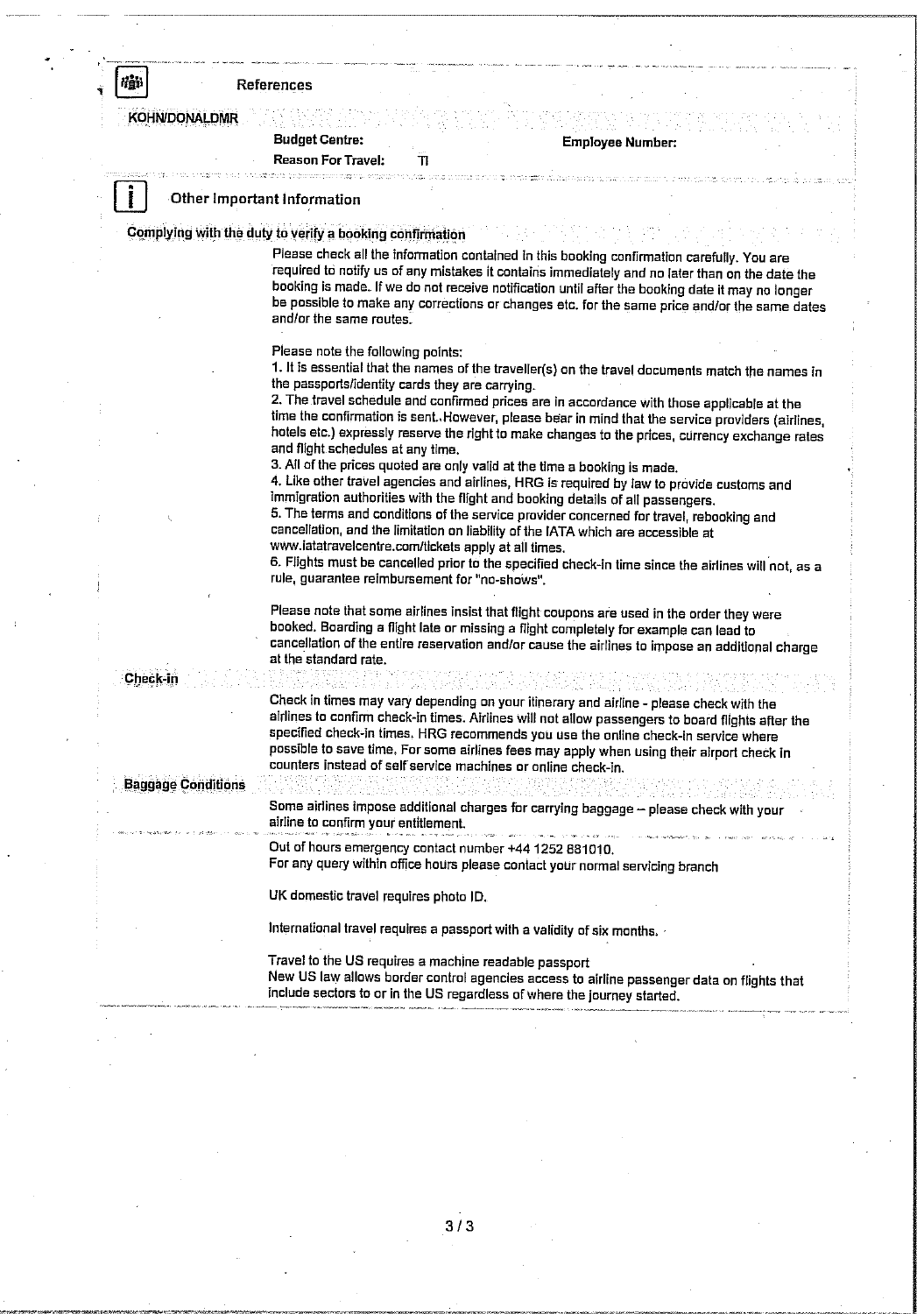## References

**KOHN/DONALDMR**

**Budget Centre:** **Employee Number:**

**Reason For Travel:** TI

## Other Important Information

### Complying with the duty to verify a booking confirmation

Please check all the information contained in this booking confirmation carefully. You are required to notify us of any mistakes it contains immediately and no later than on the date the booking is made. If we do not receive notification until after the booking date it may no longer be possible to make any corrections or changes etc. for the same price and/or the same dates and/or the same routes.

Please note the following points:

1. It is essential that the names of the traveller(s) on the travel documents match the names in the passports/identity cards they are carrying.
2. The travel schedule and confirmed prices are in accordance with those applicable at the time the confirmation is sent. However, please bear in mind that the service providers (airlines, hotels etc.) expressly reserve the right to make changes to the prices, currency exchange rates and flight schedules at any time.
3. All of the prices quoted are only valid at the time a booking is made.
4. Like other travel agencies and airlines, HRG is required by law to provide customs and immigration authorities with the flight and booking details of all passengers.
5. The terms and conditions of the service provider concerned for travel, rebooking and cancellation, and the limitation on liability of the IATA which are accessible at www.iatatravelcentre.com/tickets apply at all times.
6. Flights must be cancelled prior to the specified check-in time since the airlines will not, as a rule, guarantee reimbursement for "no-shows".

Please note that some airlines insist that flight coupons are used in the order they were booked. Boarding a flight late or missing a flight completely for example can lead to cancellation of the entire reservation and/or cause the airlines to impose an additional charge at the standard rate.

### Check-in

Check in times may vary depending on your itinerary and airline - please check with the airlines to confirm check-in times. Airlines will not allow passengers to board flights after the specified check-in times. HRG recommends you use the online check-in service where possible to save time. For some airlines fees may apply when using their airport check in counters instead of self service machines or online check-in.

### Baggage Conditions

Some airlines impose additional charges for carrying baggage – please check with your airline to confirm your entitlement.

Out of hours emergency contact number +44 1252 881010.
For any query within office hours please contact your normal servicing branch

UK domestic travel requires photo ID.

International travel requires a passport with a validity of six months.

Travel to the US requires a machine readable passport
New US law allows border control agencies access to airline passenger data on flights that include sectors to or in the US regardless of where the journey started.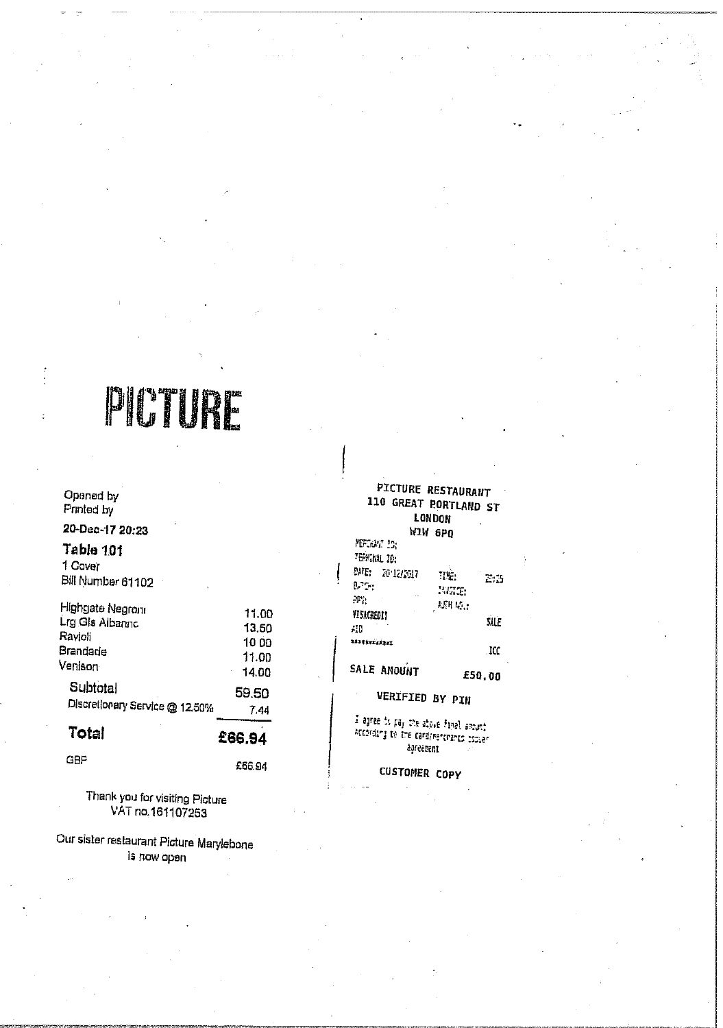# PICTURE

Opened by
Printed by

20-Dec-17 20:23

**Table 101**

1 Cover
Bill Number 61102

| Item | Amount |
| --- | --- |
| Highgate Negroni | 11.00 |
| Lrg Gls Albarinc | 13.50 |
| Ravioli | 10 00 |
| Brandade | 11.00 |
| Venison | 14.00 |
| Subtotal | 59.50 |
| Discretionary Service @ 12.50% | 7.44 |
| **Total** | **£66.94** |
| GBP | £66.94 |

Thank you for visiting Picture
VAT no.161107253

Our sister restaurant Picture Marylebone
is now open

PICTURE RESTAURANT
110 GREAT PORTLAND ST
LONDON
W1W 6PQ

MERCHANT ID:
TERMINAL ID:
DATE: 20/12/2017 TIME: 20:25
BATCH: INVOICE:
PPY: AUTH NO.:
VISACREDIT SALE
AID
\*\*\*\*\*\*\*\*\*\*\*\* ICC

SALE AMOUNT £50.00

VERIFIED BY PIN

I agree to pay the above final amount According to the card/merchants issuer agreement

CUSTOMER COPY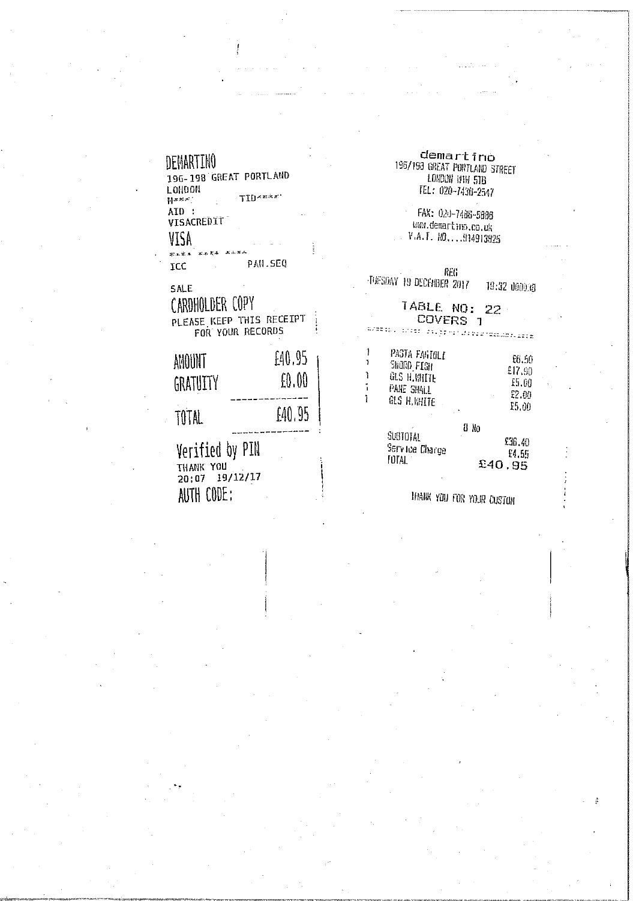DEMARTINO
196-198 GREAT PORTLAND
LONDON
M****    TID****
AID :
VISACREDIT
VISA
**** **** ****
ICC    PAN.SEQ

SALE
CARDHOLDER COPY
PLEASE KEEP THIS RECEIPT
FOR YOUR RECORDS

| | |
|---|---|
| AMOUNT | £40.95 |
| GRATUITY | £0.00 |
| TOTAL | £40.95 |

Verified by PIN
THANK YOU
20:07 19/12/17
AUTH CODE:

demartino
196/198 GREAT PORTLAND STREET
LONDON W1W 5TB
TEL: 020-7436-2547

FAX: 020-7436-5886
www.demartino.co.uk
V.A.T. NO....914913925

REG
TUESDAY 19 DECEMBER 2017    19:32 000010

TABLE NO: 22
COVERS 1

| | | |
|---|---|---|
| 1 | PASTA FAGIOLI | £6.50 |
| 1 | SWORD FISH | £17.90 |
| 1 | GLS H.WHITE | £5.00 |
| 1 | PANE SMALL | £2.00 |
| 1 | GLS H.WHITE | £5.00 |

0 No

| | |
|---|---|
| SUBTOTAL | £36.40 |
| Service Charge | £4.55 |
| TOTAL | £40.95 |

THANK YOU FOR YOUR CUSTOM